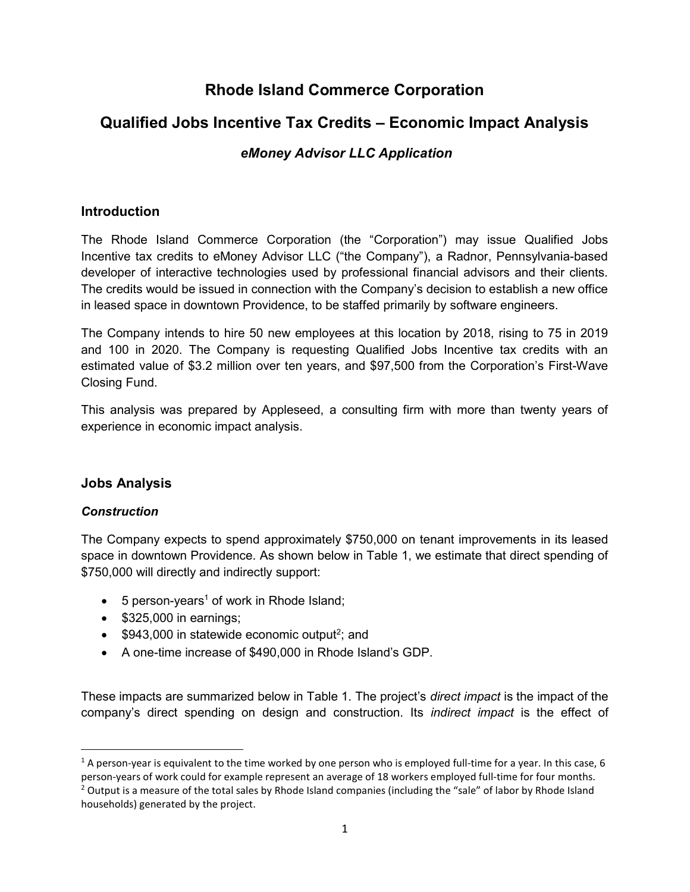# Rhode Island Commerce Corporation

## Qualified Jobs Incentive Tax Credits – Economic Impact Analysis

### *eMoney Advisor LLC Application*

## Introduction

The Rhode Island Commerce Corporation (the "Corporation") may issue Qualified Jobs Incentive tax credits to eMoney Advisor LLC ("the Company"), a Radnor, Pennsylvania-based developer of interactive technologies used by professional financial advisors and their clients. The credits would be issued in connection with the Company's decision to establish a new office in leased space in downtown Providence, to be staffed primarily by software engineers.

The Company intends to hire 50 new employees at this location by 2018, rising to 75 in 2019 and 100 in 2020. The Company is requesting Qualified Jobs Incentive tax credits with an estimated value of $3.2 million over ten years, and $97,500 from the Corporation's First-Wave Closing Fund.

This analysis was prepared by Appleseed, a consulting firm with more than twenty years of experience in economic impact analysis.

## Jobs Analysis

### *Construction*

The Company expects to spend approximately $750,000 on tenant improvements in its leased space in downtown Providence. As shown below in Table 1, we estimate that direct spending of $750,000 will directly and indirectly support:

- 5 person-years[1] of work in Rhode Island;
- $325,000 in earnings;
- $943,000 in statewide economic output[2]; and
- A one-time increase of $490,000 in Rhode Island's GDP.

These impacts are summarized below in Table 1. The project's *direct impact* is the impact of the company's direct spending on design and construction. Its *indirect impact* is the effect of

[1] A person-year is equivalent to the time worked by one person who is employed full-time for a year. In this case, 6 person-years of work could for example represent an average of 18 workers employed full-time for four months.

[2] Output is a measure of the total sales by Rhode Island companies (including the "sale" of labor by Rhode Island households) generated by the project.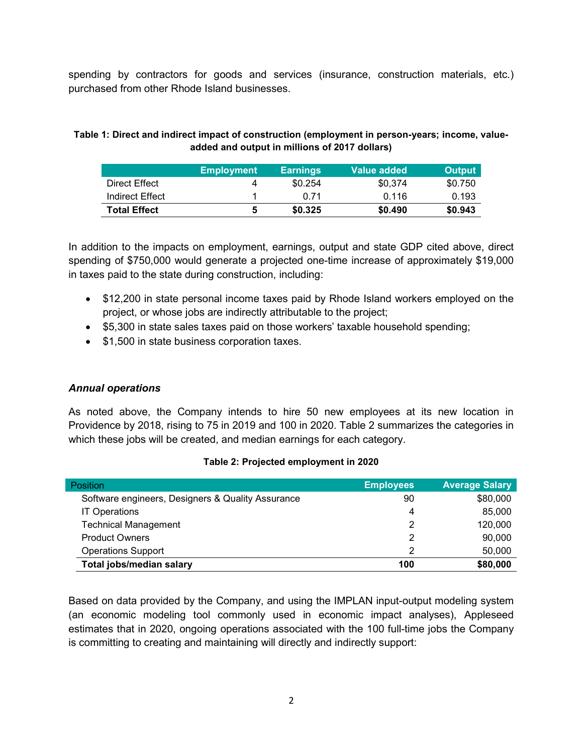spending by contractors for goods and services (insurance, construction materials, etc.) purchased from other Rhode Island businesses.

**Table 1: Direct and indirect impact of construction (employment in person-years; income, value-added and output in millions of 2017 dollars)**

| | Employment | Earnings | Value added | Output |
|---|---|---|---|---|
| Direct Effect | 4 | $0.254 | $0,374 | $0.750 |
| Indirect Effect | 1 | 0.71 | 0.116 | 0.193 |
| **Total Effect** | **5** | **$0.325** | **$0.490** | **$0.943** |

In addition to the impacts on employment, earnings, output and state GDP cited above, direct spending of $750,000 would generate a projected one-time increase of approximately $19,000 in taxes paid to the state during construction, including:

- $12,200 in state personal income taxes paid by Rhode Island workers employed on the project, or whose jobs are indirectly attributable to the project;
- $5,300 in state sales taxes paid on those workers' taxable household spending;
- $1,500 in state business corporation taxes.

### *Annual operations*

As noted above, the Company intends to hire 50 new employees at its new location in Providence by 2018, rising to 75 in 2019 and 100 in 2020. Table 2 summarizes the categories in which these jobs will be created, and median earnings for each category.

**Table 2: Projected employment in 2020**

| Position | Employees | Average Salary |
|---|---|---|
| Software engineers, Designers & Quality Assurance | 90 | $80,000 |
| IT Operations | 4 | 85,000 |
| Technical Management | 2 | 120,000 |
| Product Owners | 2 | 90,000 |
| Operations Support | 2 | 50,000 |
| **Total jobs/median salary** | **100** | **$80,000** |

Based on data provided by the Company, and using the IMPLAN input-output modeling system (an economic modeling tool commonly used in economic impact analyses), Appleseed estimates that in 2020, ongoing operations associated with the 100 full-time jobs the Company is committing to creating and maintaining will directly and indirectly support: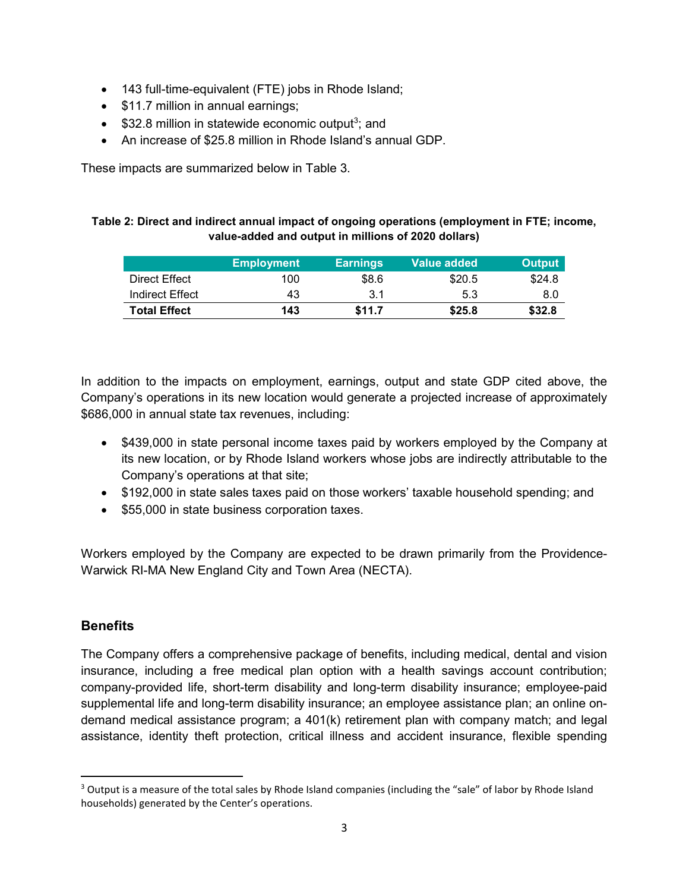- 143 full-time-equivalent (FTE) jobs in Rhode Island;
- $11.7 million in annual earnings;
- $32.8 million in statewide economic output[3]; and
- An increase of $25.8 million in Rhode Island's annual GDP.

These impacts are summarized below in Table 3.

**Table 2: Direct and indirect annual impact of ongoing operations (employment in FTE; income, value-added and output in millions of 2020 dollars)**

| | Employment | Earnings | Value added | Output |
|---|---|---|---|---|
| Direct Effect | 100 | $8.6 | $20.5 | $24.8 |
| Indirect Effect | 43 | 3.1 | 5.3 | 8.0 |
| **Total Effect** | **143** | **$11.7** | **$25.8** | **$32.8** |

In addition to the impacts on employment, earnings, output and state GDP cited above, the Company's operations in its new location would generate a projected increase of approximately $686,000 in annual state tax revenues, including:

- $439,000 in state personal income taxes paid by workers employed by the Company at its new location, or by Rhode Island workers whose jobs are indirectly attributable to the Company's operations at that site;
- $192,000 in state sales taxes paid on those workers' taxable household spending; and
- $55,000 in state business corporation taxes.

Workers employed by the Company are expected to be drawn primarily from the Providence-Warwick RI-MA New England City and Town Area (NECTA).

## Benefits

The Company offers a comprehensive package of benefits, including medical, dental and vision insurance, including a free medical plan option with a health savings account contribution; company-provided life, short-term disability and long-term disability insurance; employee-paid supplemental life and long-term disability insurance; an employee assistance plan; an online on-demand medical assistance program; a 401(k) retirement plan with company match; and legal assistance, identity theft protection, critical illness and accident insurance, flexible spending

[3] Output is a measure of the total sales by Rhode Island companies (including the "sale" of labor by Rhode Island households) generated by the Center's operations.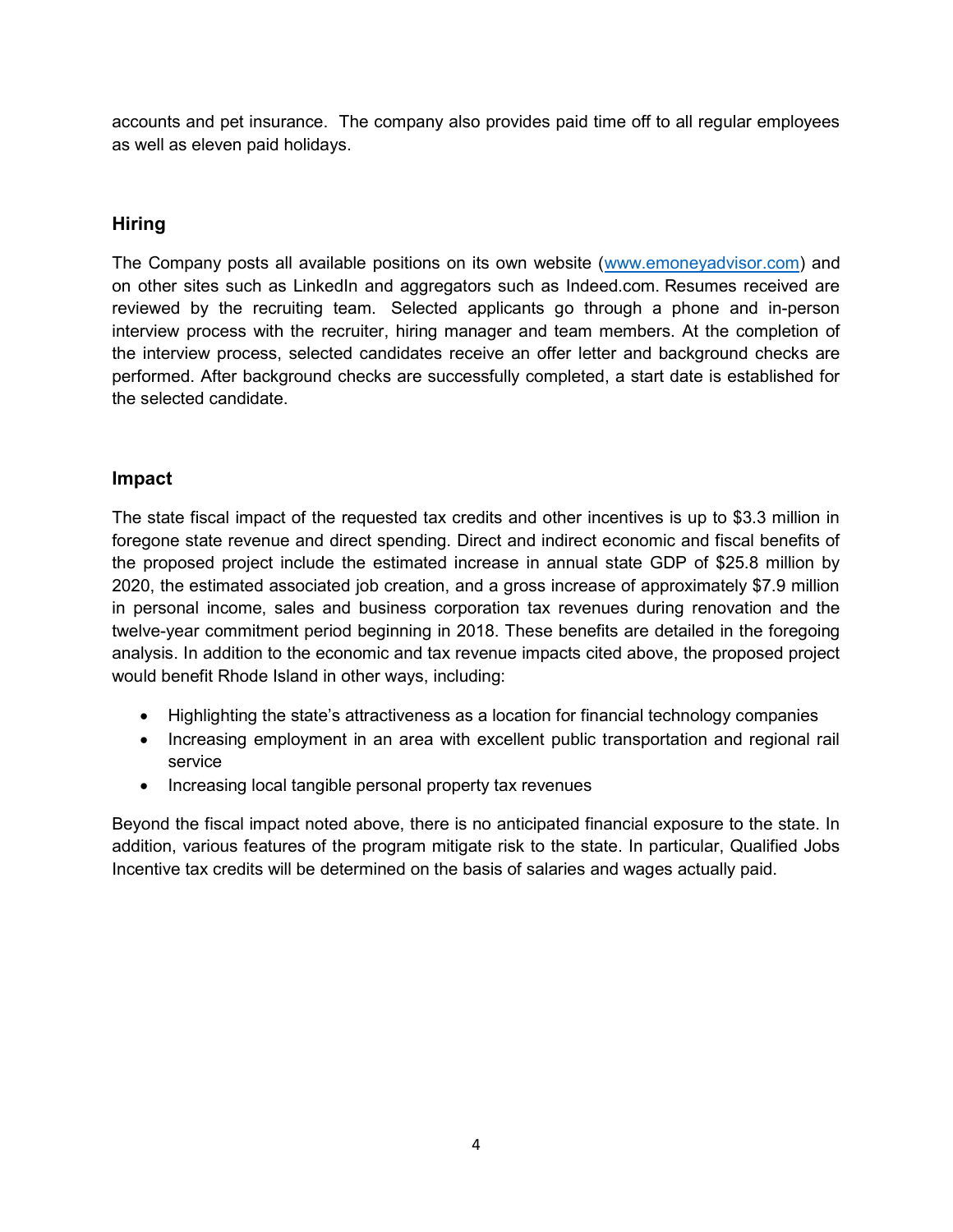accounts and pet insurance. The company also provides paid time off to all regular employees as well as eleven paid holidays.

## Hiring

The Company posts all available positions on its own website (www.emoneyadvisor.com) and on other sites such as LinkedIn and aggregators such as Indeed.com. Resumes received are reviewed by the recruiting team. Selected applicants go through a phone and in-person interview process with the recruiter, hiring manager and team members. At the completion of the interview process, selected candidates receive an offer letter and background checks are performed. After background checks are successfully completed, a start date is established for the selected candidate.

## Impact

The state fiscal impact of the requested tax credits and other incentives is up to $3.3 million in foregone state revenue and direct spending. Direct and indirect economic and fiscal benefits of the proposed project include the estimated increase in annual state GDP of $25.8 million by 2020, the estimated associated job creation, and a gross increase of approximately $7.9 million in personal income, sales and business corporation tax revenues during renovation and the twelve-year commitment period beginning in 2018. These benefits are detailed in the foregoing analysis. In addition to the economic and tax revenue impacts cited above, the proposed project would benefit Rhode Island in other ways, including:

- Highlighting the state's attractiveness as a location for financial technology companies
- Increasing employment in an area with excellent public transportation and regional rail service
- Increasing local tangible personal property tax revenues

Beyond the fiscal impact noted above, there is no anticipated financial exposure to the state. In addition, various features of the program mitigate risk to the state. In particular, Qualified Jobs Incentive tax credits will be determined on the basis of salaries and wages actually paid.